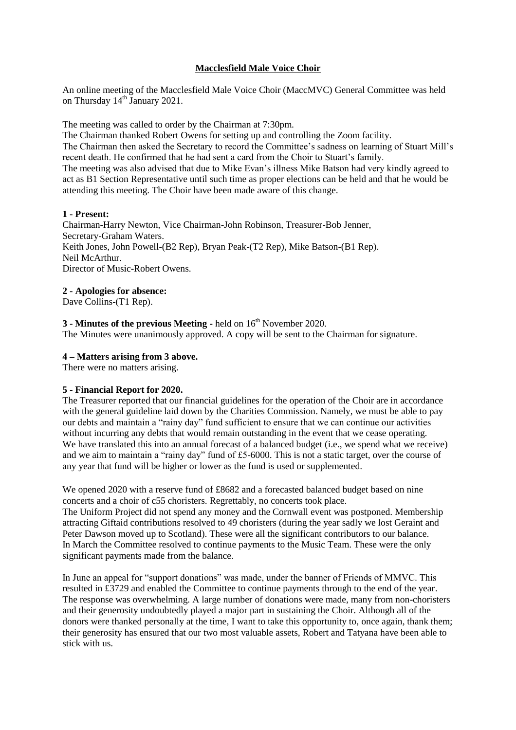# **Macclesfield Male Voice Choir**

An online meeting of the Macclesfield Male Voice Choir (MaccMVC) General Committee was held on Thursday 14th January 2021.

The meeting was called to order by the Chairman at 7:30pm.
The Chairman thanked Robert Owens for setting up and controlling the Zoom facility.
The Chairman then asked the Secretary to record the Committee's sadness on learning of Stuart Mill's recent death. He confirmed that he had sent a card from the Choir to Stuart's family.
The meeting was also advised that due to Mike Evan's illness Mike Batson had very kindly agreed to act as B1 Section Representative until such time as proper elections can be held and that he would be attending this meeting. The Choir have been made aware of this change.

**1 - Present:**

Chairman-Harry Newton, Vice Chairman-John Robinson, Treasurer-Bob Jenner, Secretary-Graham Waters.
Keith Jones, John Powell-(B2 Rep), Bryan Peak-(T2 Rep), Mike Batson-(B1 Rep).
Neil McArthur.
Director of Music-Robert Owens.

**2 - Apologies for absence:**

Dave Collins-(T1 Rep).

**3** - **Minutes of the previous Meeting** - held on 16th November 2020.
The Minutes were unanimously approved. A copy will be sent to the Chairman for signature.

**4 – Matters arising from 3 above.**

There were no matters arising.

**5 - Financial Report for 2020.**

The Treasurer reported that our financial guidelines for the operation of the Choir are in accordance with the general guideline laid down by the Charities Commission. Namely, we must be able to pay our debts and maintain a "rainy day" fund sufficient to ensure that we can continue our activities without incurring any debts that would remain outstanding in the event that we cease operating. We have translated this into an annual forecast of a balanced budget (i.e., we spend what we receive) and we aim to maintain a "rainy day" fund of £5-6000. This is not a static target, over the course of any year that fund will be higher or lower as the fund is used or supplemented.

We opened 2020 with a reserve fund of £8682 and a forecasted balanced budget based on nine concerts and a choir of c55 choristers. Regrettably, no concerts took place.
The Uniform Project did not spend any money and the Cornwall event was postponed. Membership attracting Giftaid contributions resolved to 49 choristers (during the year sadly we lost Geraint and Peter Dawson moved up to Scotland). These were all the significant contributors to our balance.
In March the Committee resolved to continue payments to the Music Team. These were the only significant payments made from the balance.

In June an appeal for "support donations" was made, under the banner of Friends of MMVC. This resulted in £3729 and enabled the Committee to continue payments through to the end of the year. The response was overwhelming. A large number of donations were made, many from non-choristers and their generosity undoubtedly played a major part in sustaining the Choir. Although all of the donors were thanked personally at the time, I want to take this opportunity to, once again, thank them; their generosity has ensured that our two most valuable assets, Robert and Tatyana have been able to stick with us.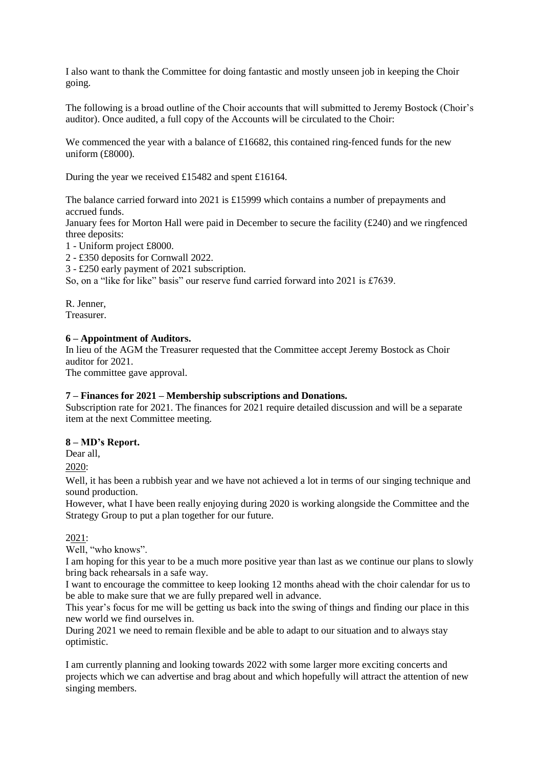I also want to thank the Committee for doing fantastic and mostly unseen job in keeping the Choir going.

The following is a broad outline of the Choir accounts that will submitted to Jeremy Bostock (Choir's auditor). Once audited, a full copy of the Accounts will be circulated to the Choir:

We commenced the year with a balance of £16682, this contained ring-fenced funds for the new uniform (£8000).

During the year we received £15482 and spent £16164.

The balance carried forward into 2021 is £15999 which contains a number of prepayments and accrued funds.
January fees for Morton Hall were paid in December to secure the facility (£240) and we ringfenced three deposits:
1 - Uniform project £8000.
2 - £350 deposits for Cornwall 2022.
3 - £250 early payment of 2021 subscription.
So, on a "like for like" basis" our reserve fund carried forward into 2021 is £7639.

R. Jenner,
Treasurer.

**6 – Appointment of Auditors.**
In lieu of the AGM the Treasurer requested that the Committee accept Jeremy Bostock as Choir auditor for 2021.
The committee gave approval.

**7 – Finances for 2021 – Membership subscriptions and Donations.**
Subscription rate for 2021. The finances for 2021 require detailed discussion and will be a separate item at the next Committee meeting.

**8 – MD's Report.**
Dear all,

2020:

Well, it has been a rubbish year and we have not achieved a lot in terms of our singing technique and sound production.
However, what I have been really enjoying during 2020 is working alongside the Committee and the Strategy Group to put a plan together for our future.

2021:

Well, "who knows".
I am hoping for this year to be a much more positive year than last as we continue our plans to slowly bring back rehearsals in a safe way.
I want to encourage the committee to keep looking 12 months ahead with the choir calendar for us to be able to make sure that we are fully prepared well in advance.
This year's focus for me will be getting us back into the swing of things and finding our place in this new world we find ourselves in.
During 2021 we need to remain flexible and be able to adapt to our situation and to always stay optimistic.

I am currently planning and looking towards 2022 with some larger more exciting concerts and projects which we can advertise and brag about and which hopefully will attract the attention of new singing members.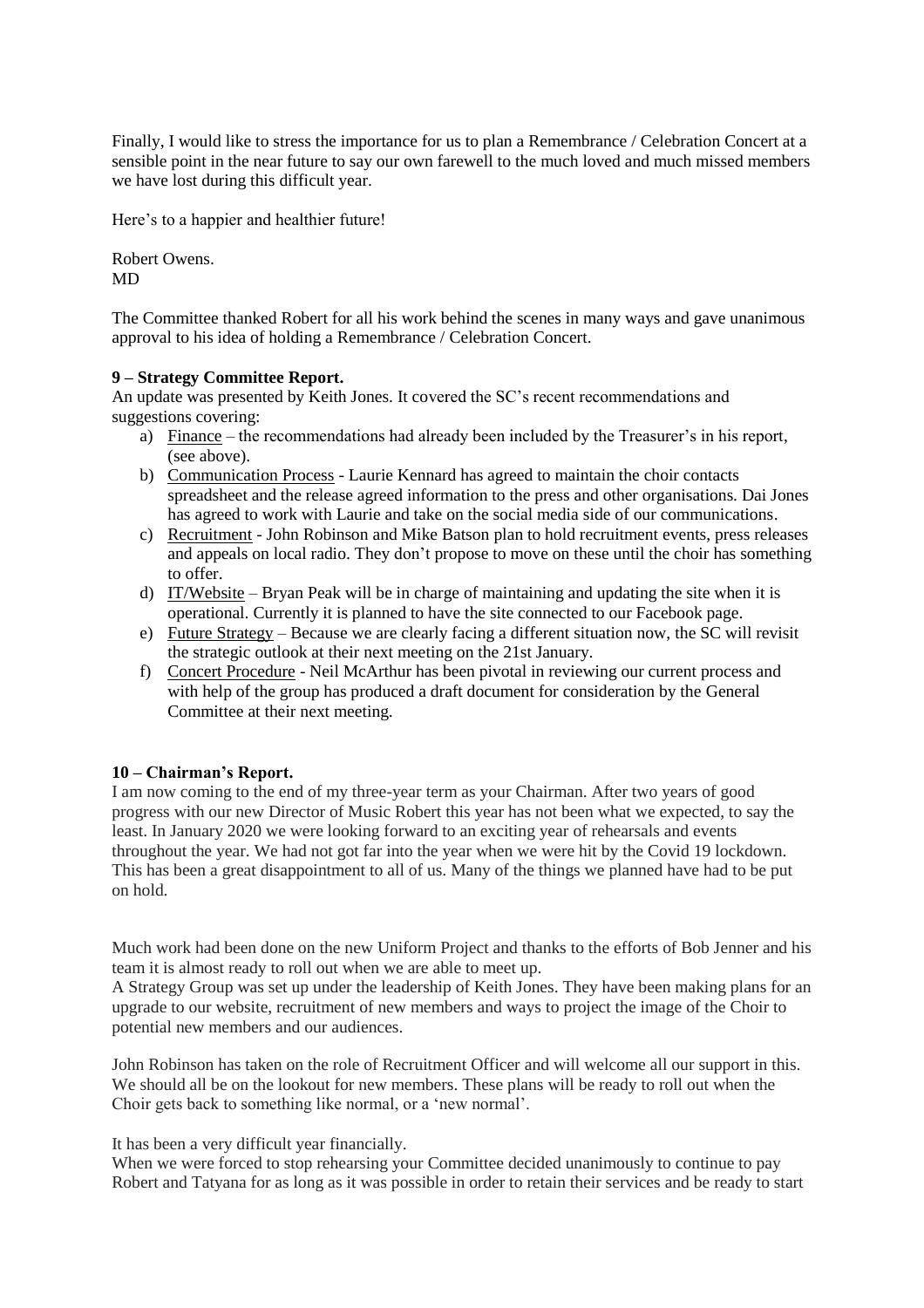Finally, I would like to stress the importance for us to plan a Remembrance / Celebration Concert at a sensible point in the near future to say our own farewell to the much loved and much missed members we have lost during this difficult year.

Here's to a happier and healthier future!

Robert Owens.
MD

The Committee thanked Robert for all his work behind the scenes in many ways and gave unanimous approval to his idea of holding a Remembrance / Celebration Concert.

**9 – Strategy Committee Report.**

An update was presented by Keith Jones. It covered the SC's recent recommendations and suggestions covering:

a) Finance – the recommendations had already been included by the Treasurer's in his report, (see above).
b) Communication Process - Laurie Kennard has agreed to maintain the choir contacts spreadsheet and the release agreed information to the press and other organisations. Dai Jones has agreed to work with Laurie and take on the social media side of our communications.
c) Recruitment - John Robinson and Mike Batson plan to hold recruitment events, press releases and appeals on local radio. They don't propose to move on these until the choir has something to offer.
d) IT/Website – Bryan Peak will be in charge of maintaining and updating the site when it is operational. Currently it is planned to have the site connected to our Facebook page.
e) Future Strategy – Because we are clearly facing a different situation now, the SC will revisit the strategic outlook at their next meeting on the 21st January.
f) Concert Procedure - Neil McArthur has been pivotal in reviewing our current process and with help of the group has produced a draft document for consideration by the General Committee at their next meeting.

**10 – Chairman's Report.**

I am now coming to the end of my three-year term as your Chairman. After two years of good progress with our new Director of Music Robert this year has not been what we expected, to say the least. In January 2020 we were looking forward to an exciting year of rehearsals and events throughout the year. We had not got far into the year when we were hit by the Covid 19 lockdown. This has been a great disappointment to all of us. Many of the things we planned have had to be put on hold.

Much work had been done on the new Uniform Project and thanks to the efforts of Bob Jenner and his team it is almost ready to roll out when we are able to meet up.

A Strategy Group was set up under the leadership of Keith Jones. They have been making plans for an upgrade to our website, recruitment of new members and ways to project the image of the Choir to potential new members and our audiences.

John Robinson has taken on the role of Recruitment Officer and will welcome all our support in this. We should all be on the lookout for new members. These plans will be ready to roll out when the Choir gets back to something like normal, or a 'new normal'.

It has been a very difficult year financially.

When we were forced to stop rehearsing your Committee decided unanimously to continue to pay Robert and Tatyana for as long as it was possible in order to retain their services and be ready to start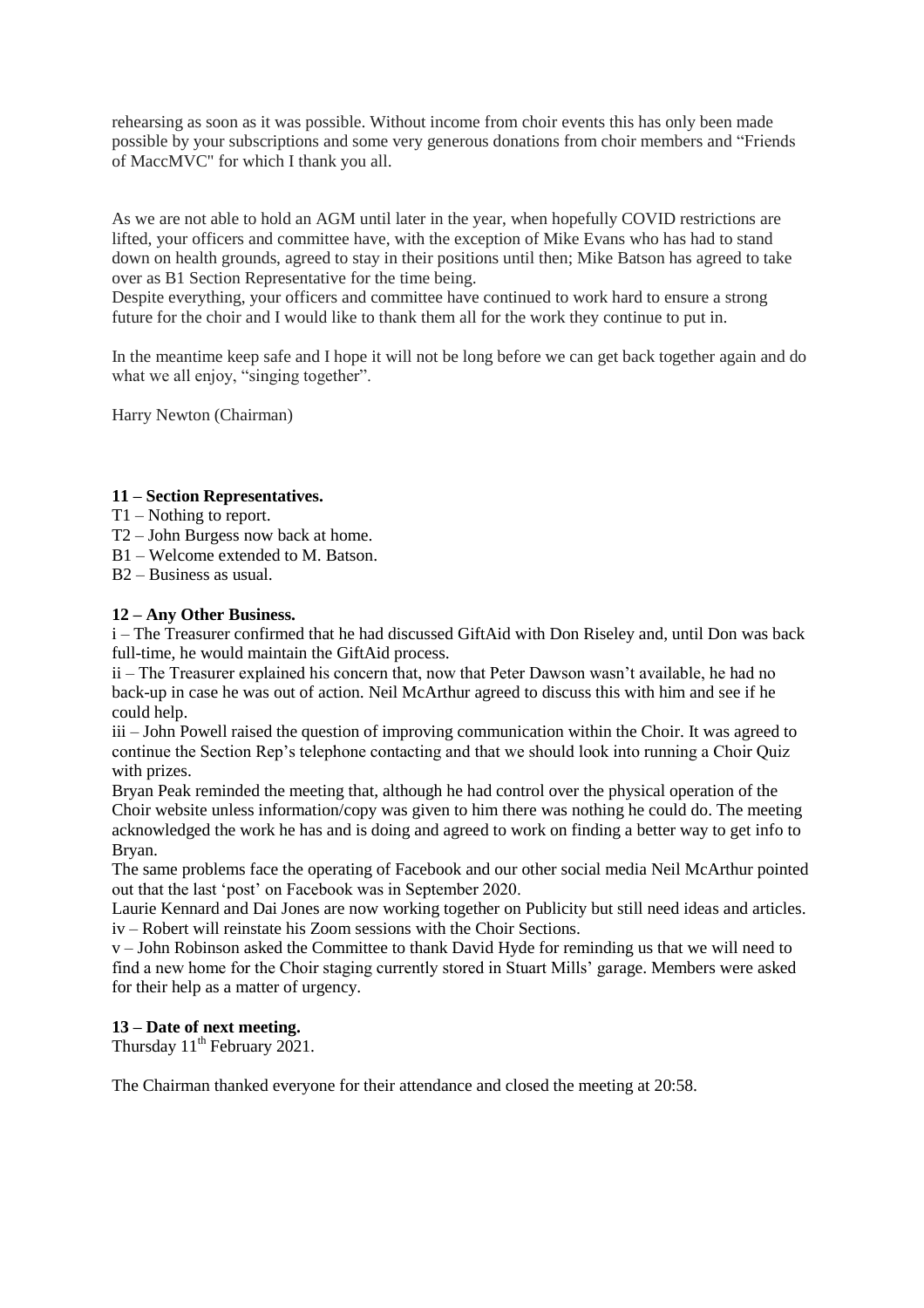rehearsing as soon as it was possible. Without income from choir events this has only been made possible by your subscriptions and some very generous donations from choir members and "Friends of MaccMVC" for which I thank you all.

As we are not able to hold an AGM until later in the year, when hopefully COVID restrictions are lifted, your officers and committee have, with the exception of Mike Evans who has had to stand down on health grounds, agreed to stay in their positions until then; Mike Batson has agreed to take over as B1 Section Representative for the time being.
Despite everything, your officers and committee have continued to work hard to ensure a strong future for the choir and I would like to thank them all for the work they continue to put in.

In the meantime keep safe and I hope it will not be long before we can get back together again and do what we all enjoy, "singing together".

Harry Newton (Chairman)

**11 – Section Representatives.**
T1 – Nothing to report.
T2 – John Burgess now back at home.
B1 – Welcome extended to M. Batson.
B2 – Business as usual.

**12 – Any Other Business.**
i – The Treasurer confirmed that he had discussed GiftAid with Don Riseley and, until Don was back full-time, he would maintain the GiftAid process.
ii – The Treasurer explained his concern that, now that Peter Dawson wasn't available, he had no back-up in case he was out of action. Neil McArthur agreed to discuss this with him and see if he could help.
iii – John Powell raised the question of improving communication within the Choir. It was agreed to continue the Section Rep's telephone contacting and that we should look into running a Choir Quiz with prizes.
Bryan Peak reminded the meeting that, although he had control over the physical operation of the Choir website unless information/copy was given to him there was nothing he could do. The meeting acknowledged the work he has and is doing and agreed to work on finding a better way to get info to Bryan.
The same problems face the operating of Facebook and our other social media Neil McArthur pointed out that the last 'post' on Facebook was in September 2020.
Laurie Kennard and Dai Jones are now working together on Publicity but still need ideas and articles.
iv – Robert will reinstate his Zoom sessions with the Choir Sections.
v – John Robinson asked the Committee to thank David Hyde for reminding us that we will need to find a new home for the Choir staging currently stored in Stuart Mills' garage. Members were asked for their help as a matter of urgency.

**13 – Date of next meeting.**
Thursday 11th February 2021.

The Chairman thanked everyone for their attendance and closed the meeting at 20:58.